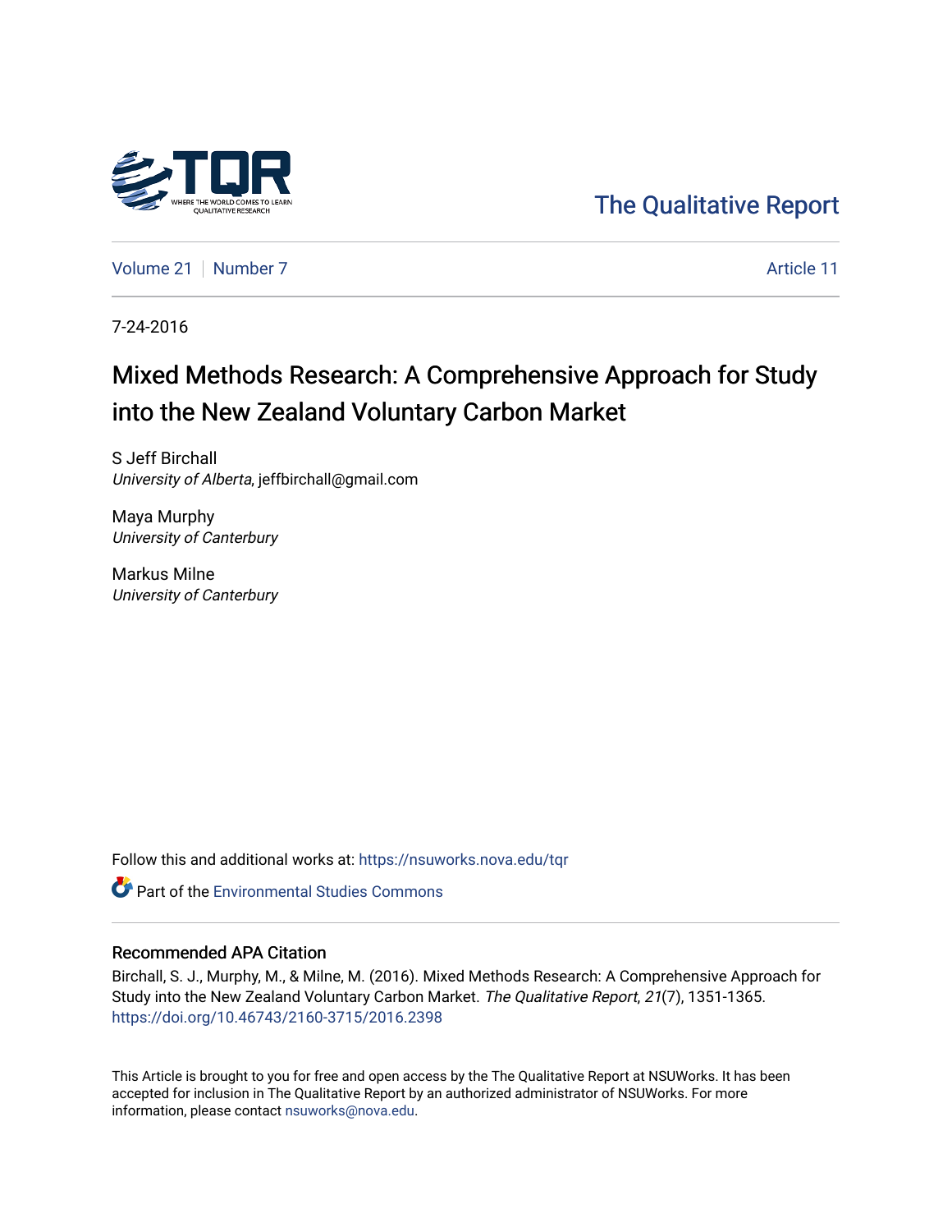The Qualitative Report

Volume 21 | Number 7 | Article 11

7-24-2016

# Mixed Methods Research: A Comprehensive Approach for Study into the New Zealand Voluntary Carbon Market

S Jeff Birchall
*University of Alberta*, jeffbirchall@gmail.com

Maya Murphy
*University of Canterbury*

Markus Milne
*University of Canterbury*

Follow this and additional works at: https://nsuworks.nova.edu/tqr

Part of the Environmental Studies Commons

## Recommended APA Citation

Birchall, S. J., Murphy, M., & Milne, M. (2016). Mixed Methods Research: A Comprehensive Approach for Study into the New Zealand Voluntary Carbon Market. *The Qualitative Report*, *21*(7), 1351-1365. https://doi.org/10.46743/2160-3715/2016.2398

This Article is brought to you for free and open access by the The Qualitative Report at NSUWorks. It has been accepted for inclusion in The Qualitative Report by an authorized administrator of NSUWorks. For more information, please contact nsuworks@nova.edu.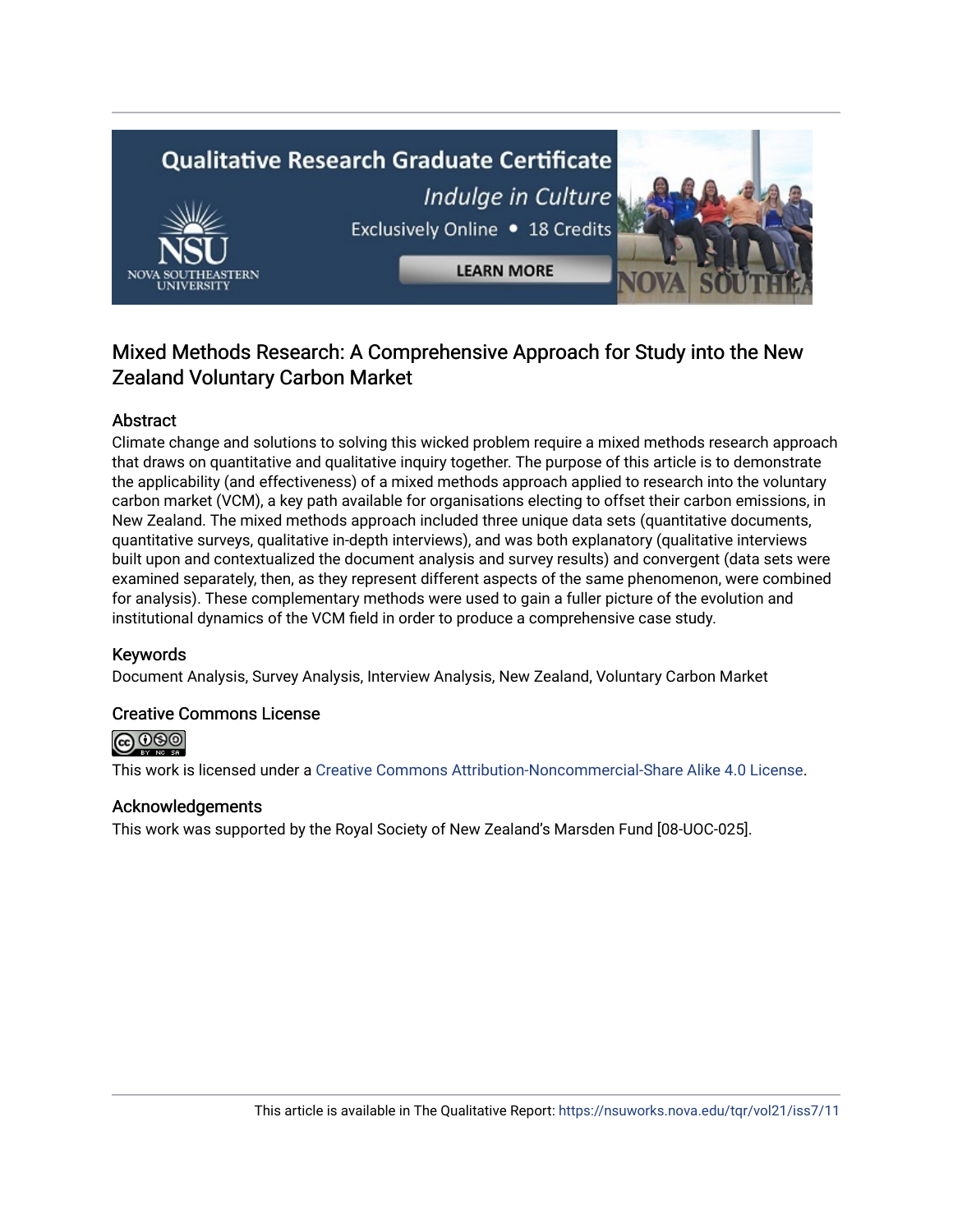## Mixed Methods Research: A Comprehensive Approach for Study into the New Zealand Voluntary Carbon Market

### Abstract

Climate change and solutions to solving this wicked problem require a mixed methods research approach that draws on quantitative and qualitative inquiry together. The purpose of this article is to demonstrate the applicability (and effectiveness) of a mixed methods approach applied to research into the voluntary carbon market (VCM), a key path available for organisations electing to offset their carbon emissions, in New Zealand. The mixed methods approach included three unique data sets (quantitative documents, quantitative surveys, qualitative in-depth interviews), and was both explanatory (qualitative interviews built upon and contextualized the document analysis and survey results) and convergent (data sets were examined separately, then, as they represent different aspects of the same phenomenon, were combined for analysis). These complementary methods were used to gain a fuller picture of the evolution and institutional dynamics of the VCM field in order to produce a comprehensive case study.

### Keywords

Document Analysis, Survey Analysis, Interview Analysis, New Zealand, Voluntary Carbon Market

### Creative Commons License

This work is licensed under a Creative Commons Attribution-Noncommercial-Share Alike 4.0 License.

### Acknowledgements

This work was supported by the Royal Society of New Zealand's Marsden Fund [08-UOC-025].

This article is available in The Qualitative Report: https://nsuworks.nova.edu/tqr/vol21/iss7/11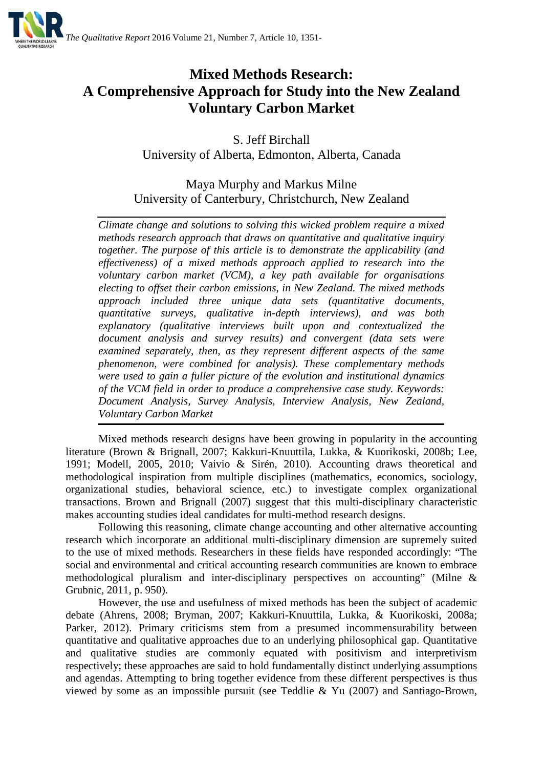# Mixed Methods Research: A Comprehensive Approach for Study into the New Zealand Voluntary Carbon Market

S. Jeff Birchall
University of Alberta, Edmonton, Alberta, Canada

Maya Murphy and Markus Milne
University of Canterbury, Christchurch, New Zealand

*Climate change and solutions to solving this wicked problem require a mixed methods research approach that draws on quantitative and qualitative inquiry together. The purpose of this article is to demonstrate the applicability (and effectiveness) of a mixed methods approach applied to research into the voluntary carbon market (VCM), a key path available for organisations electing to offset their carbon emissions, in New Zealand. The mixed methods approach included three unique data sets (quantitative documents, quantitative surveys, qualitative in-depth interviews), and was both explanatory (qualitative interviews built upon and contextualized the document analysis and survey results) and convergent (data sets were examined separately, then, as they represent different aspects of the same phenomenon, were combined for analysis). These complementary methods were used to gain a fuller picture of the evolution and institutional dynamics of the VCM field in order to produce a comprehensive case study. Keywords: Document Analysis, Survey Analysis, Interview Analysis, New Zealand, Voluntary Carbon Market*

Mixed methods research designs have been growing in popularity in the accounting literature (Brown & Brignall, 2007; Kakkuri-Knuuttila, Lukka, & Kuorikoski, 2008b; Lee, 1991; Modell, 2005, 2010; Vaivio & Sirén, 2010). Accounting draws theoretical and methodological inspiration from multiple disciplines (mathematics, economics, sociology, organizational studies, behavioral science, etc.) to investigate complex organizational transactions. Brown and Brignall (2007) suggest that this multi-disciplinary characteristic makes accounting studies ideal candidates for multi-method research designs.

Following this reasoning, climate change accounting and other alternative accounting research which incorporate an additional multi-disciplinary dimension are supremely suited to the use of mixed methods. Researchers in these fields have responded accordingly: "The social and environmental and critical accounting research communities are known to embrace methodological pluralism and inter-disciplinary perspectives on accounting" (Milne & Grubnic, 2011, p. 950).

However, the use and usefulness of mixed methods has been the subject of academic debate (Ahrens, 2008; Bryman, 2007; Kakkuri-Knuuttila, Lukka, & Kuorikoski, 2008a; Parker, 2012). Primary criticisms stem from a presumed incommensurability between quantitative and qualitative approaches due to an underlying philosophical gap. Quantitative and qualitative studies are commonly equated with positivism and interpretivism respectively; these approaches are said to hold fundamentally distinct underlying assumptions and agendas. Attempting to bring together evidence from these different perspectives is thus viewed by some as an impossible pursuit (see Teddlie & Yu (2007) and Santiago-Brown,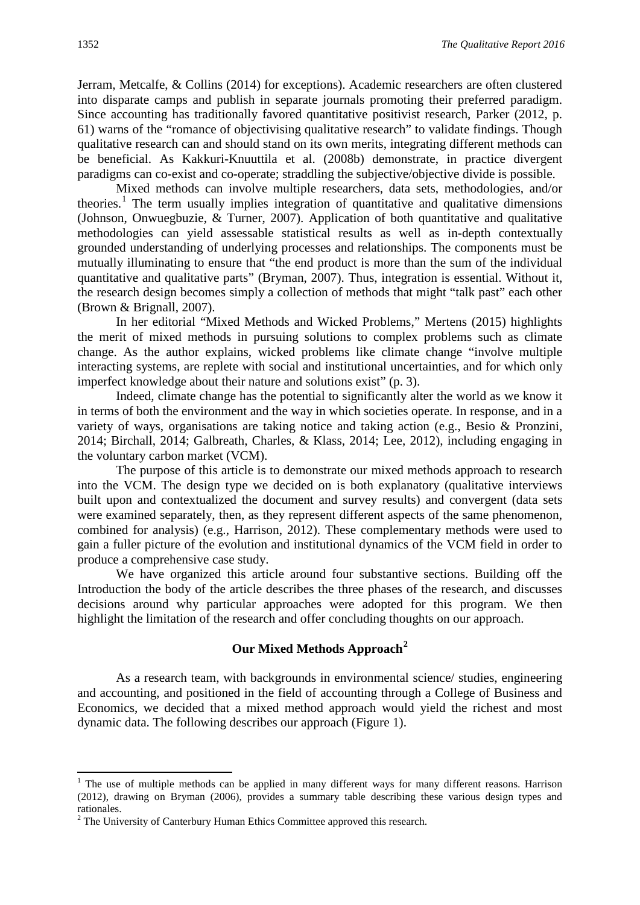Jerram, Metcalfe, & Collins (2014) for exceptions). Academic researchers are often clustered into disparate camps and publish in separate journals promoting their preferred paradigm. Since accounting has traditionally favored quantitative positivist research, Parker (2012, p. 61) warns of the "romance of objectivising qualitative research" to validate findings. Though qualitative research can and should stand on its own merits, integrating different methods can be beneficial. As Kakkuri-Knuuttila et al. (2008b) demonstrate, in practice divergent paradigms can co-exist and co-operate; straddling the subjective/objective divide is possible.

Mixed methods can involve multiple researchers, data sets, methodologies, and/or theories.[1] The term usually implies integration of quantitative and qualitative dimensions (Johnson, Onwuegbuzie, & Turner, 2007). Application of both quantitative and qualitative methodologies can yield assessable statistical results as well as in-depth contextually grounded understanding of underlying processes and relationships. The components must be mutually illuminating to ensure that "the end product is more than the sum of the individual quantitative and qualitative parts" (Bryman, 2007). Thus, integration is essential. Without it, the research design becomes simply a collection of methods that might "talk past" each other (Brown & Brignall, 2007).

In her editorial "Mixed Methods and Wicked Problems," Mertens (2015) highlights the merit of mixed methods in pursuing solutions to complex problems such as climate change. As the author explains, wicked problems like climate change "involve multiple interacting systems, are replete with social and institutional uncertainties, and for which only imperfect knowledge about their nature and solutions exist" (p. 3).

Indeed, climate change has the potential to significantly alter the world as we know it in terms of both the environment and the way in which societies operate. In response, and in a variety of ways, organisations are taking notice and taking action (e.g., Besio & Pronzini, 2014; Birchall, 2014; Galbreath, Charles, & Klass, 2014; Lee, 2012), including engaging in the voluntary carbon market (VCM).

The purpose of this article is to demonstrate our mixed methods approach to research into the VCM. The design type we decided on is both explanatory (qualitative interviews built upon and contextualized the document and survey results) and convergent (data sets were examined separately, then, as they represent different aspects of the same phenomenon, combined for analysis) (e.g., Harrison, 2012). These complementary methods were used to gain a fuller picture of the evolution and institutional dynamics of the VCM field in order to produce a comprehensive case study.

We have organized this article around four substantive sections. Building off the Introduction the body of the article describes the three phases of the research, and discusses decisions around why particular approaches were adopted for this program. We then highlight the limitation of the research and offer concluding thoughts on our approach.

## Our Mixed Methods Approach[2]

As a research team, with backgrounds in environmental science/ studies, engineering and accounting, and positioned in the field of accounting through a College of Business and Economics, we decided that a mixed method approach would yield the richest and most dynamic data. The following describes our approach (Figure 1).

---

[1] The use of multiple methods can be applied in many different ways for many different reasons. Harrison (2012), drawing on Bryman (2006), provides a summary table describing these various design types and rationales.

[2] The University of Canterbury Human Ethics Committee approved this research.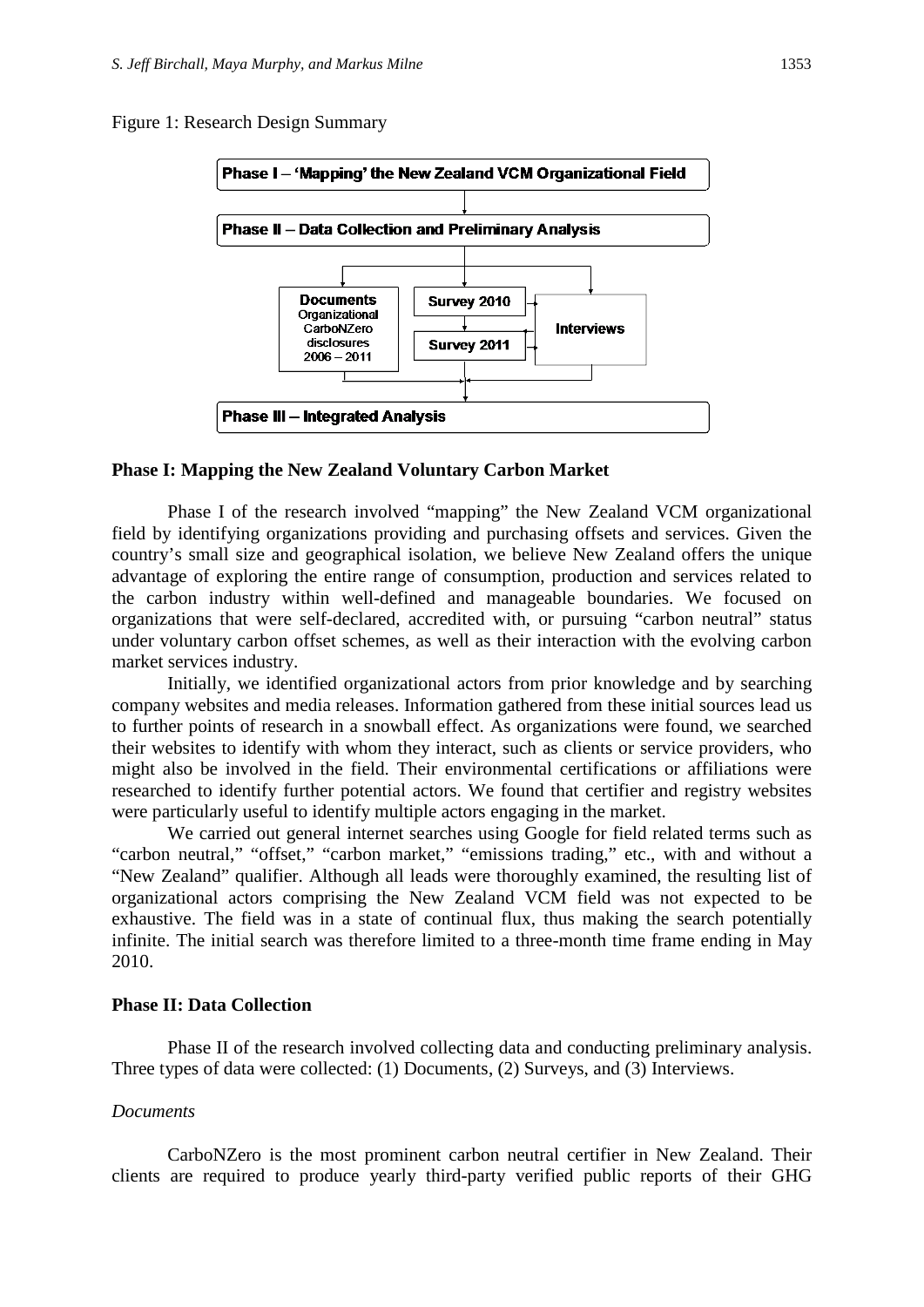Figure 1: Research Design Summary

Phase I – 'Mapping' the New Zealand VCM Organizational Field

Phase II – Data Collection and Preliminary Analysis

Documents Organizational CarboNZero disclosures 2006 – 2011

Survey 2010

Survey 2011

Interviews

Phase III – Integrated Analysis

### Phase I: Mapping the New Zealand Voluntary Carbon Market

Phase I of the research involved "mapping" the New Zealand VCM organizational field by identifying organizations providing and purchasing offsets and services. Given the country's small size and geographical isolation, we believe New Zealand offers the unique advantage of exploring the entire range of consumption, production and services related to the carbon industry within well-defined and manageable boundaries. We focused on organizations that were self-declared, accredited with, or pursuing "carbon neutral" status under voluntary carbon offset schemes, as well as their interaction with the evolving carbon market services industry.

Initially, we identified organizational actors from prior knowledge and by searching company websites and media releases. Information gathered from these initial sources lead us to further points of research in a snowball effect. As organizations were found, we searched their websites to identify with whom they interact, such as clients or service providers, who might also be involved in the field. Their environmental certifications or affiliations were researched to identify further potential actors. We found that certifier and registry websites were particularly useful to identify multiple actors engaging in the market.

We carried out general internet searches using Google for field related terms such as "carbon neutral," "offset," "carbon market," "emissions trading," etc., with and without a "New Zealand" qualifier. Although all leads were thoroughly examined, the resulting list of organizational actors comprising the New Zealand VCM field was not expected to be exhaustive. The field was in a state of continual flux, thus making the search potentially infinite. The initial search was therefore limited to a three-month time frame ending in May 2010.

### Phase II: Data Collection

Phase II of the research involved collecting data and conducting preliminary analysis. Three types of data were collected: (1) Documents, (2) Surveys, and (3) Interviews.

*Documents*

CarboNZero is the most prominent carbon neutral certifier in New Zealand. Their clients are required to produce yearly third-party verified public reports of their GHG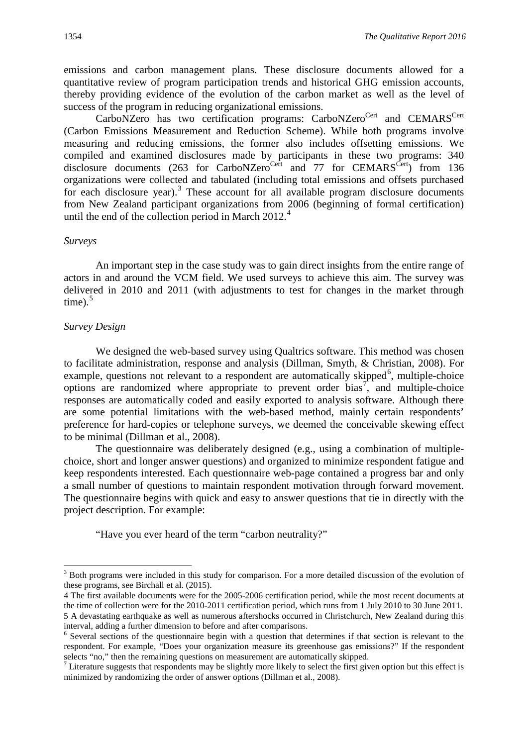emissions and carbon management plans. These disclosure documents allowed for a quantitative review of program participation trends and historical GHG emission accounts, thereby providing evidence of the evolution of the carbon market as well as the level of success of the program in reducing organizational emissions.

CarboNZero has two certification programs: CarboNZero[Cert] and CEMARS[Cert] (Carbon Emissions Measurement and Reduction Scheme). While both programs involve measuring and reducing emissions, the former also includes offsetting emissions. We compiled and examined disclosures made by participants in these two programs: 340 disclosure documents (263 for CarboNZero[Cert] and 77 for CEMARS[Cert]) from 136 organizations were collected and tabulated (including total emissions and offsets purchased for each disclosure year).[3] These account for all available program disclosure documents from New Zealand participant organizations from 2006 (beginning of formal certification) until the end of the collection period in March 2012.[4]

*Surveys*

An important step in the case study was to gain direct insights from the entire range of actors in and around the VCM field. We used surveys to achieve this aim. The survey was delivered in 2010 and 2011 (with adjustments to test for changes in the market through time).[5]

*Survey Design*

We designed the web-based survey using Qualtrics software. This method was chosen to facilitate administration, response and analysis (Dillman, Smyth, & Christian, 2008). For example, questions not relevant to a respondent are automatically skipped[6], multiple-choice options are randomized where appropriate to prevent order bias[7], and multiple-choice responses are automatically coded and easily exported to analysis software. Although there are some potential limitations with the web-based method, mainly certain respondents' preference for hard-copies or telephone surveys, we deemed the conceivable skewing effect to be minimal (Dillman et al., 2008).

The questionnaire was deliberately designed (e.g., using a combination of multiple-choice, short and longer answer questions) and organized to minimize respondent fatigue and keep respondents interested. Each questionnaire web-page contained a progress bar and only a small number of questions to maintain respondent motivation through forward movement. The questionnaire begins with quick and easy to answer questions that tie in directly with the project description. For example:

"Have you ever heard of the term "carbon neutrality?"

---

[3] Both programs were included in this study for comparison. For a more detailed discussion of the evolution of these programs, see Birchall et al. (2015).

4 The first available documents were for the 2005-2006 certification period, while the most recent documents at the time of collection were for the 2010-2011 certification period, which runs from 1 July 2010 to 30 June 2011.

5 A devastating earthquake as well as numerous aftershocks occurred in Christchurch, New Zealand during this interval, adding a further dimension to before and after comparisons.

[6] Several sections of the questionnaire begin with a question that determines if that section is relevant to the respondent. For example, "Does your organization measure its greenhouse gas emissions?" If the respondent selects "no," then the remaining questions on measurement are automatically skipped.

[7] Literature suggests that respondents may be slightly more likely to select the first given option but this effect is minimized by randomizing the order of answer options (Dillman et al., 2008).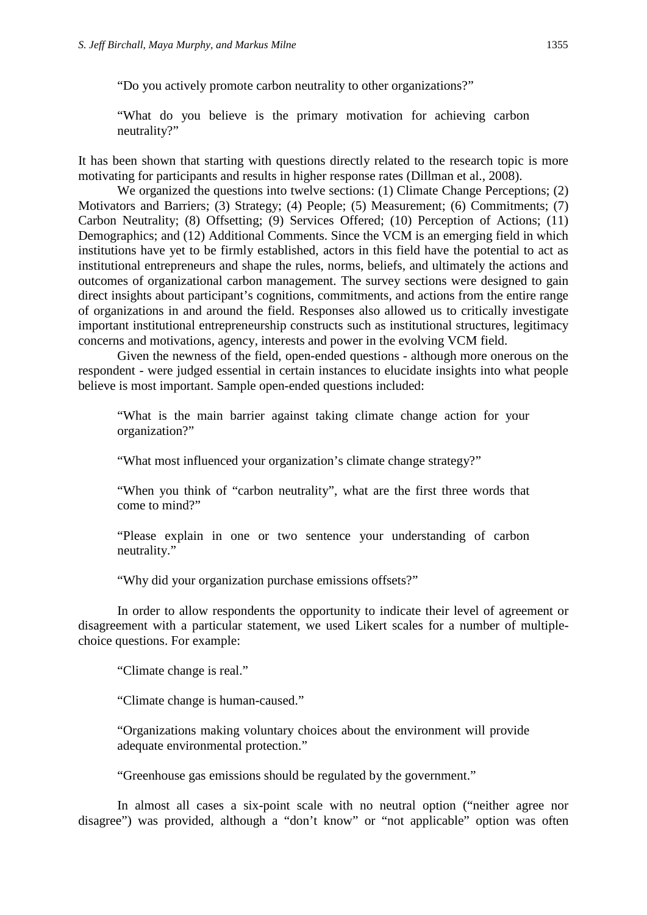> "Do you actively promote carbon neutrality to other organizations?"

> "What do you believe is the primary motivation for achieving carbon neutrality?"

It has been shown that starting with questions directly related to the research topic is more motivating for participants and results in higher response rates (Dillman et al., 2008).

We organized the questions into twelve sections: (1) Climate Change Perceptions; (2) Motivators and Barriers; (3) Strategy; (4) People; (5) Measurement; (6) Commitments; (7) Carbon Neutrality; (8) Offsetting; (9) Services Offered; (10) Perception of Actions; (11) Demographics; and (12) Additional Comments. Since the VCM is an emerging field in which institutions have yet to be firmly established, actors in this field have the potential to act as institutional entrepreneurs and shape the rules, norms, beliefs, and ultimately the actions and outcomes of organizational carbon management. The survey sections were designed to gain direct insights about participant's cognitions, commitments, and actions from the entire range of organizations in and around the field. Responses also allowed us to critically investigate important institutional entrepreneurship constructs such as institutional structures, legitimacy concerns and motivations, agency, interests and power in the evolving VCM field.

Given the newness of the field, open-ended questions - although more onerous on the respondent - were judged essential in certain instances to elucidate insights into what people believe is most important. Sample open-ended questions included:

> "What is the main barrier against taking climate change action for your organization?"

> "What most influenced your organization's climate change strategy?"

> "When you think of "carbon neutrality", what are the first three words that come to mind?"

> "Please explain in one or two sentence your understanding of carbon neutrality."

> "Why did your organization purchase emissions offsets?"

In order to allow respondents the opportunity to indicate their level of agreement or disagreement with a particular statement, we used Likert scales for a number of multiple-choice questions. For example:

> "Climate change is real."

> "Climate change is human-caused."

> "Organizations making voluntary choices about the environment will provide adequate environmental protection."

> "Greenhouse gas emissions should be regulated by the government."

In almost all cases a six-point scale with no neutral option ("neither agree nor disagree") was provided, although a "don't know" or "not applicable" option was often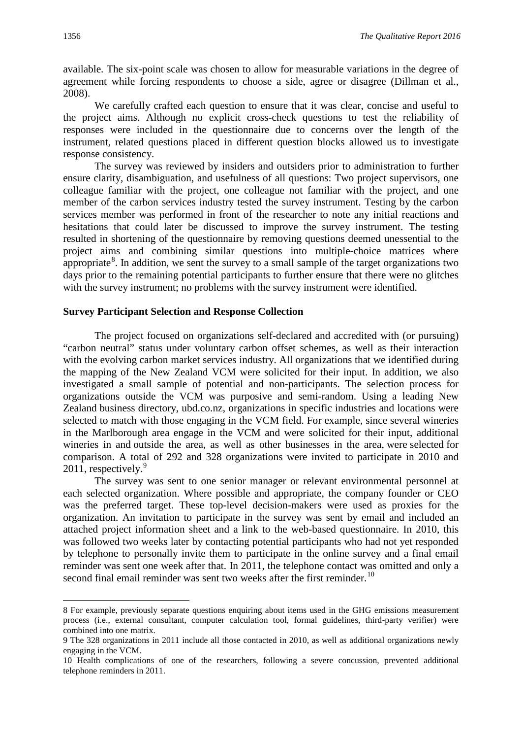available. The six-point scale was chosen to allow for measurable variations in the degree of agreement while forcing respondents to choose a side, agree or disagree (Dillman et al., 2008).

We carefully crafted each question to ensure that it was clear, concise and useful to the project aims. Although no explicit cross-check questions to test the reliability of responses were included in the questionnaire due to concerns over the length of the instrument, related questions placed in different question blocks allowed us to investigate response consistency.

The survey was reviewed by insiders and outsiders prior to administration to further ensure clarity, disambiguation, and usefulness of all questions: Two project supervisors, one colleague familiar with the project, one colleague not familiar with the project, and one member of the carbon services industry tested the survey instrument. Testing by the carbon services member was performed in front of the researcher to note any initial reactions and hesitations that could later be discussed to improve the survey instrument. The testing resulted in shortening of the questionnaire by removing questions deemed unessential to the project aims and combining similar questions into multiple-choice matrices where appropriate[8]. In addition, we sent the survey to a small sample of the target organizations two days prior to the remaining potential participants to further ensure that there were no glitches with the survey instrument; no problems with the survey instrument were identified.

**Survey Participant Selection and Response Collection**

The project focused on organizations self-declared and accredited with (or pursuing) "carbon neutral" status under voluntary carbon offset schemes, as well as their interaction with the evolving carbon market services industry. All organizations that we identified during the mapping of the New Zealand VCM were solicited for their input. In addition, we also investigated a small sample of potential and non-participants. The selection process for organizations outside the VCM was purposive and semi-random. Using a leading New Zealand business directory, ubd.co.nz, organizations in specific industries and locations were selected to match with those engaging in the VCM field. For example, since several wineries in the Marlborough area engage in the VCM and were solicited for their input, additional wineries in and outside the area, as well as other businesses in the area, were selected for comparison. A total of 292 and 328 organizations were invited to participate in 2010 and 2011, respectively.[9]

The survey was sent to one senior manager or relevant environmental personnel at each selected organization. Where possible and appropriate, the company founder or CEO was the preferred target. These top-level decision-makers were used as proxies for the organization. An invitation to participate in the survey was sent by email and included an attached project information sheet and a link to the web-based questionnaire. In 2010, this was followed two weeks later by contacting potential participants who had not yet responded by telephone to personally invite them to participate in the online survey and a final email reminder was sent one week after that. In 2011, the telephone contact was omitted and only a second final email reminder was sent two weeks after the first reminder.[10]

---

8 For example, previously separate questions enquiring about items used in the GHG emissions measurement process (i.e., external consultant, computer calculation tool, formal guidelines, third-party verifier) were combined into one matrix.

9 The 328 organizations in 2011 include all those contacted in 2010, as well as additional organizations newly engaging in the VCM.

10 Health complications of one of the researchers, following a severe concussion, prevented additional telephone reminders in 2011.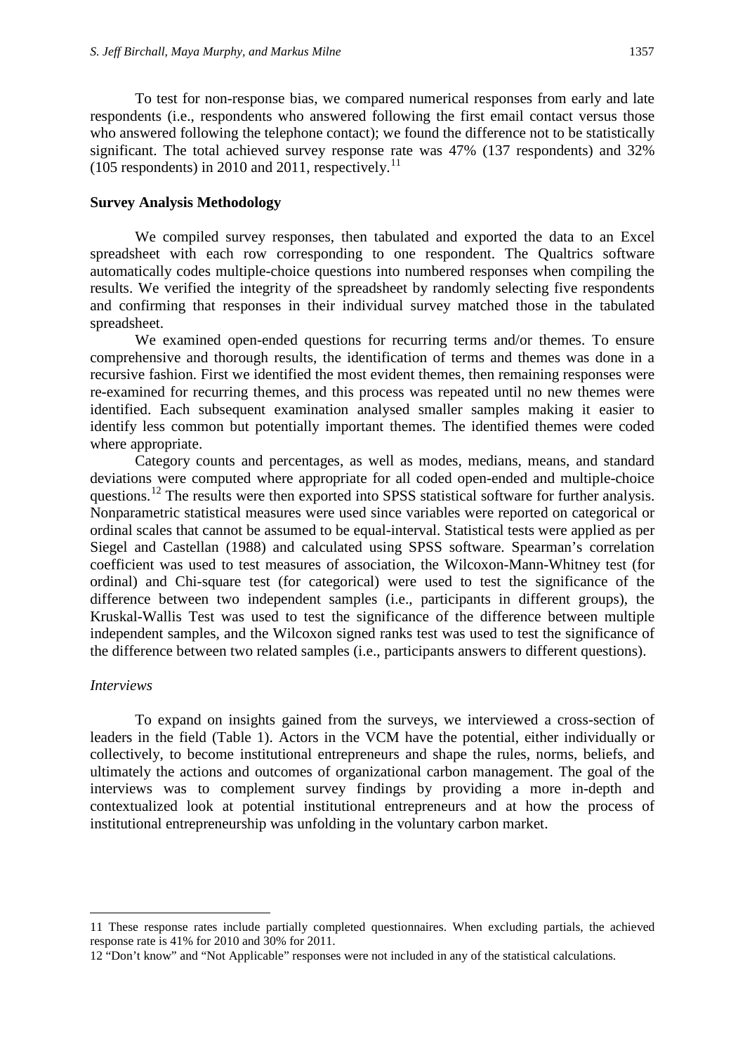To test for non-response bias, we compared numerical responses from early and late respondents (i.e., respondents who answered following the first email contact versus those who answered following the telephone contact); we found the difference not to be statistically significant. The total achieved survey response rate was 47% (137 respondents) and 32% (105 respondents) in 2010 and 2011, respectively.[11]

## Survey Analysis Methodology

We compiled survey responses, then tabulated and exported the data to an Excel spreadsheet with each row corresponding to one respondent. The Qualtrics software automatically codes multiple-choice questions into numbered responses when compiling the results. We verified the integrity of the spreadsheet by randomly selecting five respondents and confirming that responses in their individual survey matched those in the tabulated spreadsheet.

We examined open-ended questions for recurring terms and/or themes. To ensure comprehensive and thorough results, the identification of terms and themes was done in a recursive fashion. First we identified the most evident themes, then remaining responses were re-examined for recurring themes, and this process was repeated until no new themes were identified. Each subsequent examination analysed smaller samples making it easier to identify less common but potentially important themes. The identified themes were coded where appropriate.

Category counts and percentages, as well as modes, medians, means, and standard deviations were computed where appropriate for all coded open-ended and multiple-choice questions.[12] The results were then exported into SPSS statistical software for further analysis. Nonparametric statistical measures were used since variables were reported on categorical or ordinal scales that cannot be assumed to be equal-interval. Statistical tests were applied as per Siegel and Castellan (1988) and calculated using SPSS software. Spearman's correlation coefficient was used to test measures of association, the Wilcoxon-Mann-Whitney test (for ordinal) and Chi-square test (for categorical) were used to test the significance of the difference between two independent samples (i.e., participants in different groups), the Kruskal-Wallis Test was used to test the significance of the difference between multiple independent samples, and the Wilcoxon signed ranks test was used to test the significance of the difference between two related samples (i.e., participants answers to different questions).

### *Interviews*

To expand on insights gained from the surveys, we interviewed a cross-section of leaders in the field (Table 1). Actors in the VCM have the potential, either individually or collectively, to become institutional entrepreneurs and shape the rules, norms, beliefs, and ultimately the actions and outcomes of organizational carbon management. The goal of the interviews was to complement survey findings by providing a more in-depth and contextualized look at potential institutional entrepreneurs and at how the process of institutional entrepreneurship was unfolding in the voluntary carbon market.

---

11 These response rates include partially completed questionnaires. When excluding partials, the achieved response rate is 41% for 2010 and 30% for 2011.

12 "Don't know" and "Not Applicable" responses were not included in any of the statistical calculations.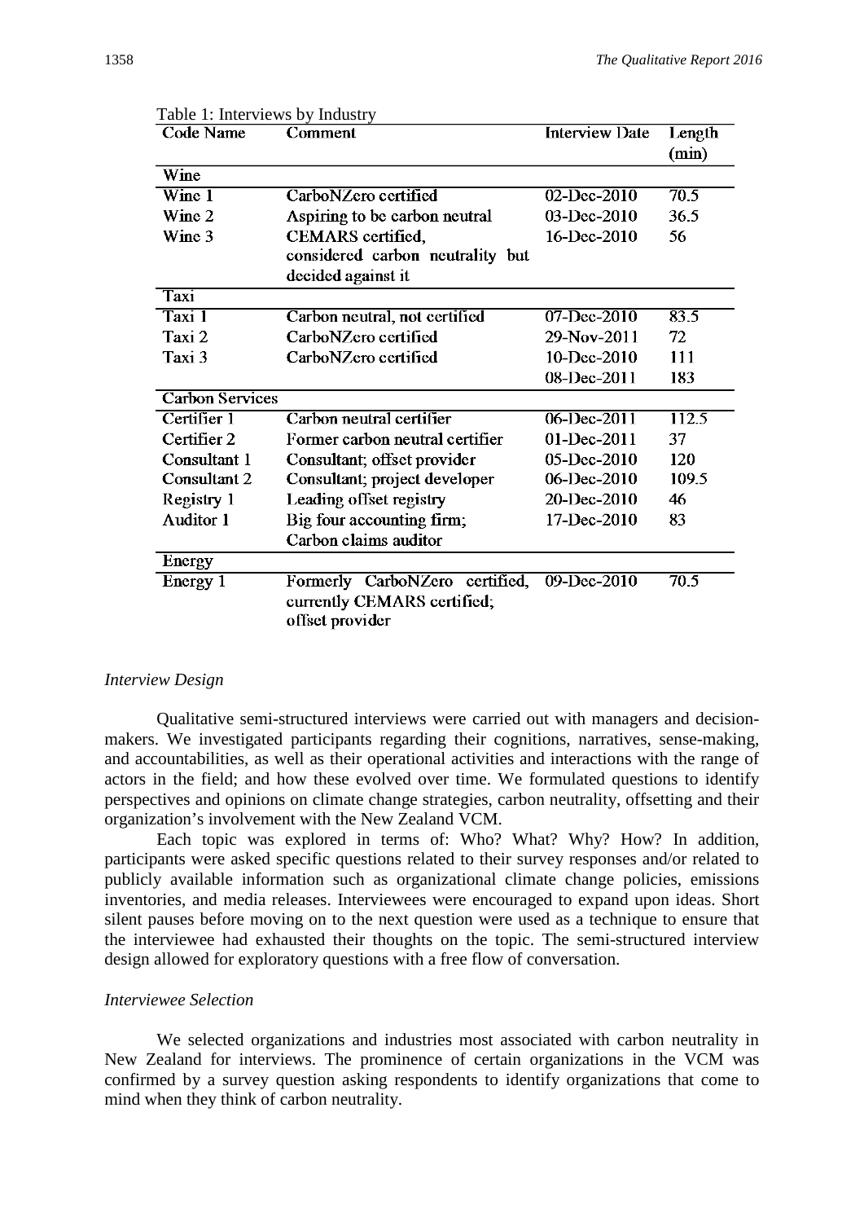Table 1: Interviews by Industry

| Code Name | Comment | Interview Date | Length (min) |
| --- | --- | --- | --- |
| **Wine** | | | |
| Wine 1 | CarboNZero certified | 02-Dec-2010 | 70.5 |
| Wine 2 | Aspiring to be carbon neutral | 03-Dec-2010 | 36.5 |
| Wine 3 | CEMARS certified, considered carbon neutrality but decided against it | 16-Dec-2010 | 56 |
| **Taxi** | | | |
| Taxi 1 | Carbon neutral, not certified | 07-Dec-2010 | 83.5 |
| Taxi 2 | CarboNZero certified | 29-Nov-2011 | 72 |
| Taxi 3 | CarboNZero certified | 10-Dec-2010 | 111 |
| | | 08-Dec-2011 | 183 |
| **Carbon Services** | | | |
| Certifier 1 | Carbon neutral certifier | 06-Dec-2011 | 112.5 |
| Certifier 2 | Former carbon neutral certifier | 01-Dec-2011 | 37 |
| Consultant 1 | Consultant; offset provider | 05-Dec-2010 | 120 |
| Consultant 2 | Consultant; project developer | 06-Dec-2010 | 109.5 |
| Registry 1 | Leading offset registry | 20-Dec-2010 | 46 |
| Auditor 1 | Big four accounting firm; Carbon claims auditor | 17-Dec-2010 | 83 |
| **Energy** | | | |
| Energy 1 | Formerly CarboNZero certified, currently CEMARS certified; offset provider | 09-Dec-2010 | 70.5 |

### *Interview Design*

Qualitative semi-structured interviews were carried out with managers and decision-makers. We investigated participants regarding their cognitions, narratives, sense-making, and accountabilities, as well as their operational activities and interactions with the range of actors in the field; and how these evolved over time. We formulated questions to identify perspectives and opinions on climate change strategies, carbon neutrality, offsetting and their organization's involvement with the New Zealand VCM.

Each topic was explored in terms of: Who? What? Why? How? In addition, participants were asked specific questions related to their survey responses and/or related to publicly available information such as organizational climate change policies, emissions inventories, and media releases. Interviewees were encouraged to expand upon ideas. Short silent pauses before moving on to the next question were used as a technique to ensure that the interviewee had exhausted their thoughts on the topic. The semi-structured interview design allowed for exploratory questions with a free flow of conversation.

### *Interviewee Selection*

We selected organizations and industries most associated with carbon neutrality in New Zealand for interviews. The prominence of certain organizations in the VCM was confirmed by a survey question asking respondents to identify organizations that come to mind when they think of carbon neutrality.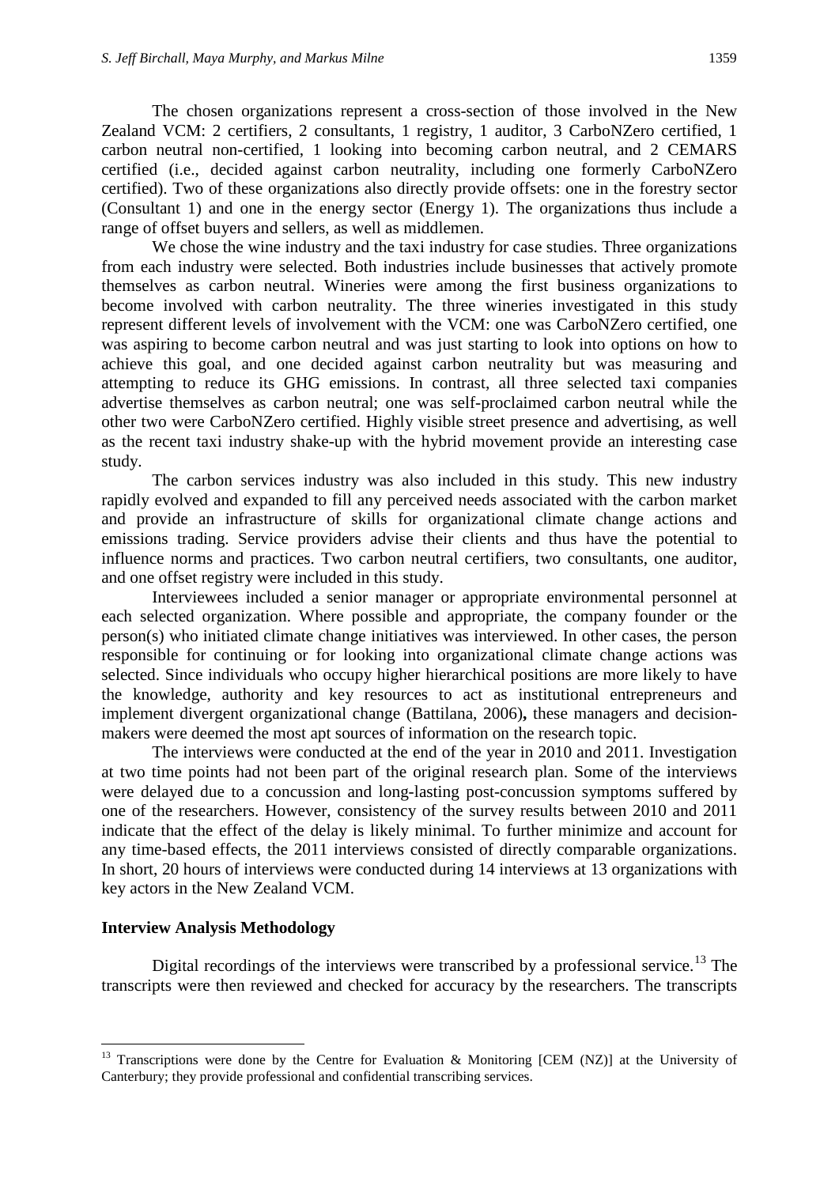The chosen organizations represent a cross-section of those involved in the New Zealand VCM: 2 certifiers, 2 consultants, 1 registry, 1 auditor, 3 CarboNZero certified, 1 carbon neutral non-certified, 1 looking into becoming carbon neutral, and 2 CEMARS certified (i.e., decided against carbon neutrality, including one formerly CarboNZero certified). Two of these organizations also directly provide offsets: one in the forestry sector (Consultant 1) and one in the energy sector (Energy 1). The organizations thus include a range of offset buyers and sellers, as well as middlemen.

We chose the wine industry and the taxi industry for case studies. Three organizations from each industry were selected. Both industries include businesses that actively promote themselves as carbon neutral. Wineries were among the first business organizations to become involved with carbon neutrality. The three wineries investigated in this study represent different levels of involvement with the VCM: one was CarboNZero certified, one was aspiring to become carbon neutral and was just starting to look into options on how to achieve this goal, and one decided against carbon neutrality but was measuring and attempting to reduce its GHG emissions. In contrast, all three selected taxi companies advertise themselves as carbon neutral; one was self-proclaimed carbon neutral while the other two were CarboNZero certified. Highly visible street presence and advertising, as well as the recent taxi industry shake-up with the hybrid movement provide an interesting case study.

The carbon services industry was also included in this study. This new industry rapidly evolved and expanded to fill any perceived needs associated with the carbon market and provide an infrastructure of skills for organizational climate change actions and emissions trading. Service providers advise their clients and thus have the potential to influence norms and practices. Two carbon neutral certifiers, two consultants, one auditor, and one offset registry were included in this study.

Interviewees included a senior manager or appropriate environmental personnel at each selected organization. Where possible and appropriate, the company founder or the person(s) who initiated climate change initiatives was interviewed. In other cases, the person responsible for continuing or for looking into organizational climate change actions was selected. Since individuals who occupy higher hierarchical positions are more likely to have the knowledge, authority and key resources to act as institutional entrepreneurs and implement divergent organizational change (Battilana, 2006)**,** these managers and decision-makers were deemed the most apt sources of information on the research topic.

The interviews were conducted at the end of the year in 2010 and 2011. Investigation at two time points had not been part of the original research plan. Some of the interviews were delayed due to a concussion and long-lasting post-concussion symptoms suffered by one of the researchers. However, consistency of the survey results between 2010 and 2011 indicate that the effect of the delay is likely minimal. To further minimize and account for any time-based effects, the 2011 interviews consisted of directly comparable organizations. In short, 20 hours of interviews were conducted during 14 interviews at 13 organizations with key actors in the New Zealand VCM.

### Interview Analysis Methodology

Digital recordings of the interviews were transcribed by a professional service.[13] The transcripts were then reviewed and checked for accuracy by the researchers. The transcripts

[13] Transcriptions were done by the Centre for Evaluation & Monitoring [CEM (NZ)] at the University of Canterbury; they provide professional and confidential transcribing services.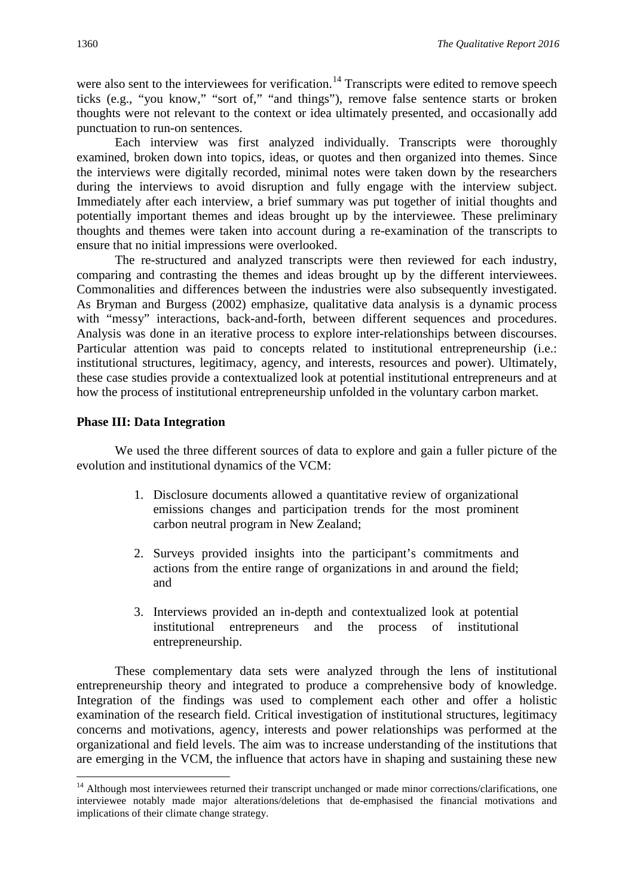were also sent to the interviewees for verification.[14] Transcripts were edited to remove speech ticks (e.g., "you know," "sort of," "and things"), remove false sentence starts or broken thoughts were not relevant to the context or idea ultimately presented, and occasionally add punctuation to run-on sentences.

Each interview was first analyzed individually. Transcripts were thoroughly examined, broken down into topics, ideas, or quotes and then organized into themes. Since the interviews were digitally recorded, minimal notes were taken down by the researchers during the interviews to avoid disruption and fully engage with the interview subject. Immediately after each interview, a brief summary was put together of initial thoughts and potentially important themes and ideas brought up by the interviewee. These preliminary thoughts and themes were taken into account during a re-examination of the transcripts to ensure that no initial impressions were overlooked.

The re-structured and analyzed transcripts were then reviewed for each industry, comparing and contrasting the themes and ideas brought up by the different interviewees. Commonalities and differences between the industries were also subsequently investigated. As Bryman and Burgess (2002) emphasize, qualitative data analysis is a dynamic process with "messy" interactions, back-and-forth, between different sequences and procedures. Analysis was done in an iterative process to explore inter-relationships between discourses. Particular attention was paid to concepts related to institutional entrepreneurship (i.e.: institutional structures, legitimacy, agency, and interests, resources and power). Ultimately, these case studies provide a contextualized look at potential institutional entrepreneurs and at how the process of institutional entrepreneurship unfolded in the voluntary carbon market.

**Phase III: Data Integration**

We used the three different sources of data to explore and gain a fuller picture of the evolution and institutional dynamics of the VCM:

1. Disclosure documents allowed a quantitative review of organizational emissions changes and participation trends for the most prominent carbon neutral program in New Zealand;
2. Surveys provided insights into the participant's commitments and actions from the entire range of organizations in and around the field; and
3. Interviews provided an in-depth and contextualized look at potential institutional entrepreneurs and the process of institutional entrepreneurship.

These complementary data sets were analyzed through the lens of institutional entrepreneurship theory and integrated to produce a comprehensive body of knowledge. Integration of the findings was used to complement each other and offer a holistic examination of the research field. Critical investigation of institutional structures, legitimacy concerns and motivations, agency, interests and power relationships was performed at the organizational and field levels. The aim was to increase understanding of the institutions that are emerging in the VCM, the influence that actors have in shaping and sustaining these new

[14] Although most interviewees returned their transcript unchanged or made minor corrections/clarifications, one interviewee notably made major alterations/deletions that de-emphasised the financial motivations and implications of their climate change strategy.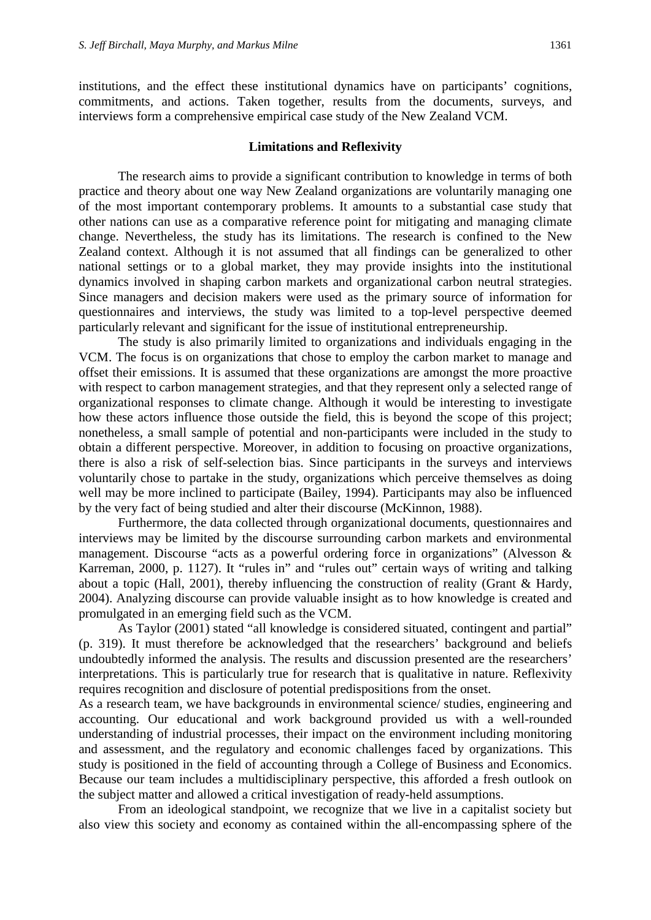institutions, and the effect these institutional dynamics have on participants' cognitions, commitments, and actions. Taken together, results from the documents, surveys, and interviews form a comprehensive empirical case study of the New Zealand VCM.

## Limitations and Reflexivity

The research aims to provide a significant contribution to knowledge in terms of both practice and theory about one way New Zealand organizations are voluntarily managing one of the most important contemporary problems. It amounts to a substantial case study that other nations can use as a comparative reference point for mitigating and managing climate change. Nevertheless, the study has its limitations. The research is confined to the New Zealand context. Although it is not assumed that all findings can be generalized to other national settings or to a global market, they may provide insights into the institutional dynamics involved in shaping carbon markets and organizational carbon neutral strategies. Since managers and decision makers were used as the primary source of information for questionnaires and interviews, the study was limited to a top-level perspective deemed particularly relevant and significant for the issue of institutional entrepreneurship.

The study is also primarily limited to organizations and individuals engaging in the VCM. The focus is on organizations that chose to employ the carbon market to manage and offset their emissions. It is assumed that these organizations are amongst the more proactive with respect to carbon management strategies, and that they represent only a selected range of organizational responses to climate change. Although it would be interesting to investigate how these actors influence those outside the field, this is beyond the scope of this project; nonetheless, a small sample of potential and non-participants were included in the study to obtain a different perspective. Moreover, in addition to focusing on proactive organizations, there is also a risk of self-selection bias. Since participants in the surveys and interviews voluntarily chose to partake in the study, organizations which perceive themselves as doing well may be more inclined to participate (Bailey, 1994). Participants may also be influenced by the very fact of being studied and alter their discourse (McKinnon, 1988).

Furthermore, the data collected through organizational documents, questionnaires and interviews may be limited by the discourse surrounding carbon markets and environmental management. Discourse "acts as a powerful ordering force in organizations" (Alvesson & Karreman, 2000, p. 1127). It "rules in" and "rules out" certain ways of writing and talking about a topic (Hall, 2001), thereby influencing the construction of reality (Grant & Hardy, 2004). Analyzing discourse can provide valuable insight as to how knowledge is created and promulgated in an emerging field such as the VCM.

As Taylor (2001) stated "all knowledge is considered situated, contingent and partial" (p. 319). It must therefore be acknowledged that the researchers' background and beliefs undoubtedly informed the analysis. The results and discussion presented are the researchers' interpretations. This is particularly true for research that is qualitative in nature. Reflexivity requires recognition and disclosure of potential predispositions from the onset.

As a research team, we have backgrounds in environmental science/ studies, engineering and accounting. Our educational and work background provided us with a well-rounded understanding of industrial processes, their impact on the environment including monitoring and assessment, and the regulatory and economic challenges faced by organizations. This study is positioned in the field of accounting through a College of Business and Economics. Because our team includes a multidisciplinary perspective, this afforded a fresh outlook on the subject matter and allowed a critical investigation of ready-held assumptions.

From an ideological standpoint, we recognize that we live in a capitalist society but also view this society and economy as contained within the all-encompassing sphere of the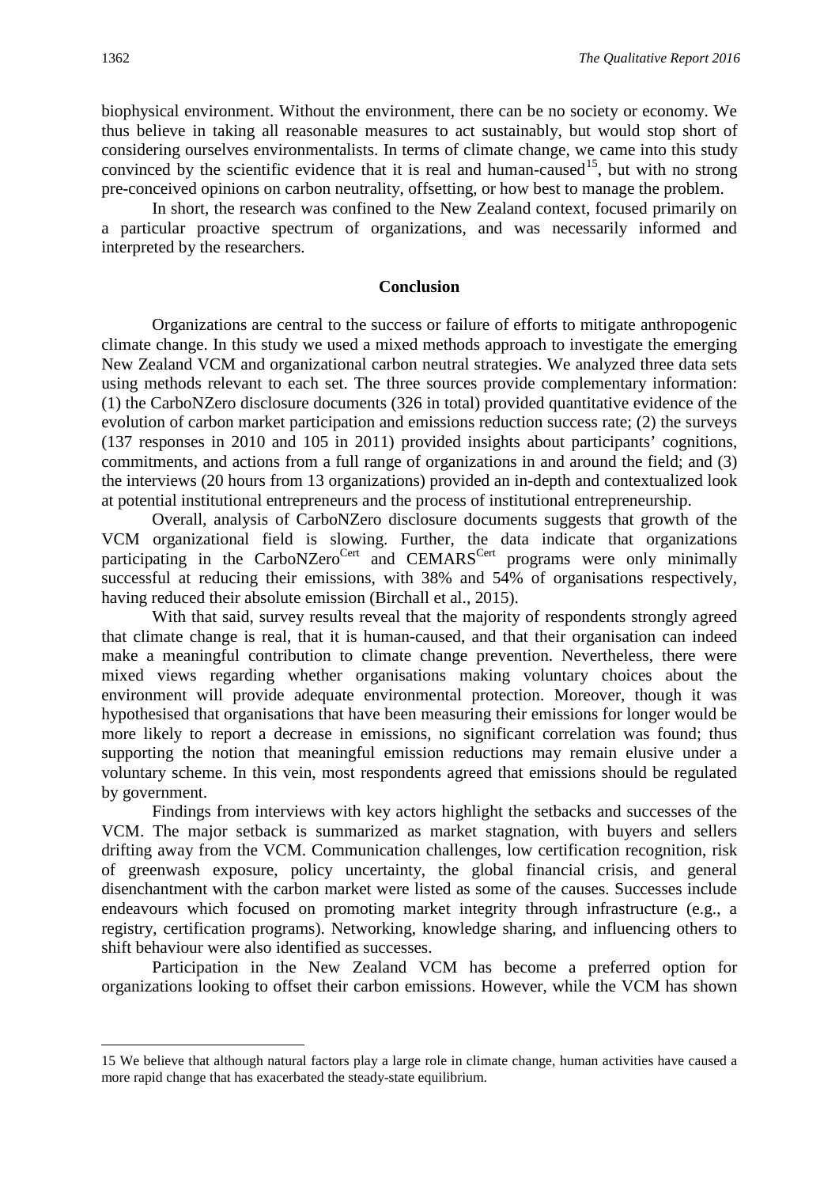biophysical environment. Without the environment, there can be no society or economy. We thus believe in taking all reasonable measures to act sustainably, but would stop short of considering ourselves environmentalists. In terms of climate change, we came into this study convinced by the scientific evidence that it is real and human-caused[15], but with no strong pre-conceived opinions on carbon neutrality, offsetting, or how best to manage the problem.

In short, the research was confined to the New Zealand context, focused primarily on a particular proactive spectrum of organizations, and was necessarily informed and interpreted by the researchers.

## Conclusion

Organizations are central to the success or failure of efforts to mitigate anthropogenic climate change. In this study we used a mixed methods approach to investigate the emerging New Zealand VCM and organizational carbon neutral strategies. We analyzed three data sets using methods relevant to each set. The three sources provide complementary information: (1) the CarboNZero disclosure documents (326 in total) provided quantitative evidence of the evolution of carbon market participation and emissions reduction success rate; (2) the surveys (137 responses in 2010 and 105 in 2011) provided insights about participants' cognitions, commitments, and actions from a full range of organizations in and around the field; and (3) the interviews (20 hours from 13 organizations) provided an in-depth and contextualized look at potential institutional entrepreneurs and the process of institutional entrepreneurship.

Overall, analysis of CarboNZero disclosure documents suggests that growth of the VCM organizational field is slowing. Further, the data indicate that organizations participating in the CarboNZero[Cert] and CEMARS[Cert] programs were only minimally successful at reducing their emissions, with 38% and 54% of organisations respectively, having reduced their absolute emission (Birchall et al., 2015).

With that said, survey results reveal that the majority of respondents strongly agreed that climate change is real, that it is human-caused, and that their organisation can indeed make a meaningful contribution to climate change prevention. Nevertheless, there were mixed views regarding whether organisations making voluntary choices about the environment will provide adequate environmental protection. Moreover, though it was hypothesised that organisations that have been measuring their emissions for longer would be more likely to report a decrease in emissions, no significant correlation was found; thus supporting the notion that meaningful emission reductions may remain elusive under a voluntary scheme. In this vein, most respondents agreed that emissions should be regulated by government.

Findings from interviews with key actors highlight the setbacks and successes of the VCM. The major setback is summarized as market stagnation, with buyers and sellers drifting away from the VCM. Communication challenges, low certification recognition, risk of greenwash exposure, policy uncertainty, the global financial crisis, and general disenchantment with the carbon market were listed as some of the causes. Successes include endeavours which focused on promoting market integrity through infrastructure (e.g., a registry, certification programs). Networking, knowledge sharing, and influencing others to shift behaviour were also identified as successes.

Participation in the New Zealand VCM has become a preferred option for organizations looking to offset their carbon emissions. However, while the VCM has shown

---

15 We believe that although natural factors play a large role in climate change, human activities have caused a more rapid change that has exacerbated the steady-state equilibrium.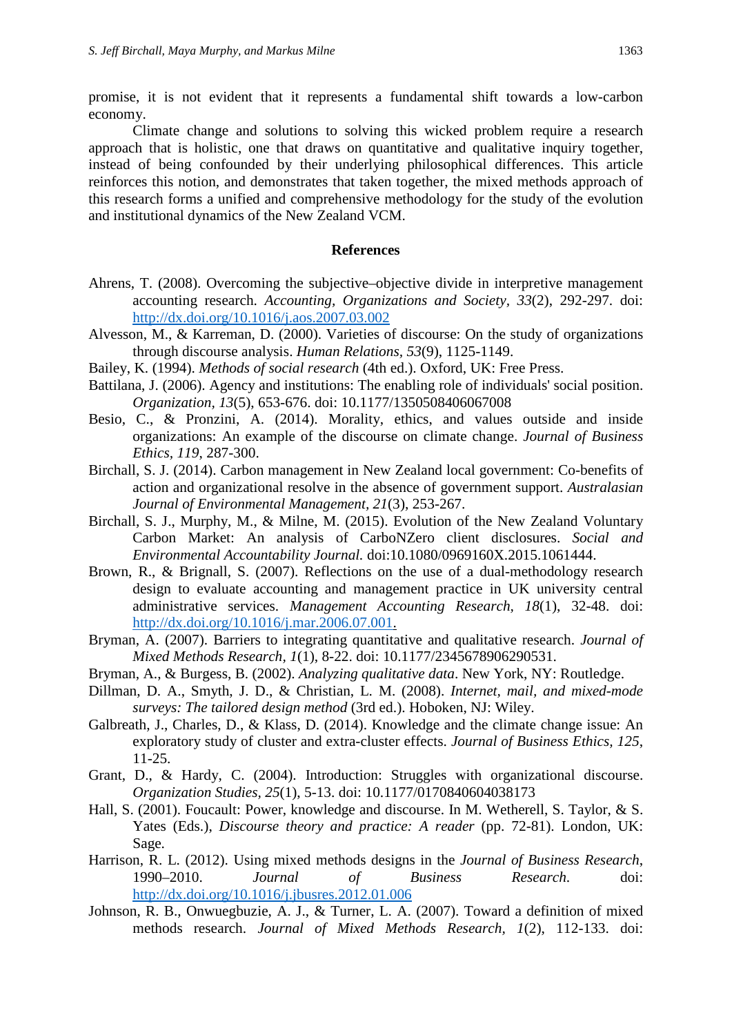promise, it is not evident that it represents a fundamental shift towards a low-carbon economy.

Climate change and solutions to solving this wicked problem require a research approach that is holistic, one that draws on quantitative and qualitative inquiry together, instead of being confounded by their underlying philosophical differences. This article reinforces this notion, and demonstrates that taken together, the mixed methods approach of this research forms a unified and comprehensive methodology for the study of the evolution and institutional dynamics of the New Zealand VCM.

## References

Ahrens, T. (2008). Overcoming the subjective–objective divide in interpretive management accounting research. *Accounting, Organizations and Society, 33*(2), 292-297. doi: http://dx.doi.org/10.1016/j.aos.2007.03.002

Alvesson, M., & Karreman, D. (2000). Varieties of discourse: On the study of organizations through discourse analysis. *Human Relations, 53*(9), 1125-1149.

Bailey, K. (1994). *Methods of social research* (4th ed.). Oxford, UK: Free Press.

Battilana, J. (2006). Agency and institutions: The enabling role of individuals' social position. *Organization, 13*(5), 653-676. doi: 10.1177/1350508406067008

Besio, C., & Pronzini, A. (2014). Morality, ethics, and values outside and inside organizations: An example of the discourse on climate change. *Journal of Business Ethics, 119*, 287-300.

Birchall, S. J. (2014). Carbon management in New Zealand local government: Co-benefits of action and organizational resolve in the absence of government support. *Australasian Journal of Environmental Management, 21*(3), 253-267.

Birchall, S. J., Murphy, M., & Milne, M. (2015). Evolution of the New Zealand Voluntary Carbon Market: An analysis of CarboNZero client disclosures. *Social and Environmental Accountability Journal.* doi:10.1080/0969160X.2015.1061444.

Brown, R., & Brignall, S. (2007). Reflections on the use of a dual-methodology research design to evaluate accounting and management practice in UK university central administrative services. *Management Accounting Research, 18*(1), 32-48. doi: http://dx.doi.org/10.1016/j.mar.2006.07.001.

Bryman, A. (2007). Barriers to integrating quantitative and qualitative research. *Journal of Mixed Methods Research, 1*(1), 8-22. doi: 10.1177/2345678906290531.

Bryman, A., & Burgess, B. (2002). *Analyzing qualitative data*. New York, NY: Routledge.

Dillman, D. A., Smyth, J. D., & Christian, L. M. (2008). *Internet, mail, and mixed-mode surveys: The tailored design method* (3rd ed.). Hoboken, NJ: Wiley.

Galbreath, J., Charles, D., & Klass, D. (2014). Knowledge and the climate change issue: An exploratory study of cluster and extra-cluster effects. *Journal of Business Ethics, 125*, 11-25.

Grant, D., & Hardy, C. (2004). Introduction: Struggles with organizational discourse. *Organization Studies, 25*(1), 5-13. doi: 10.1177/0170840604038173

Hall, S. (2001). Foucault: Power, knowledge and discourse. In M. Wetherell, S. Taylor, & S. Yates (Eds.), *Discourse theory and practice: A reader* (pp. 72-81). London, UK: Sage.

Harrison, R. L. (2012). Using mixed methods designs in the *Journal of Business Research*, 1990–2010. *Journal of Business Research.* doi: http://dx.doi.org/10.1016/j.jbusres.2012.01.006

Johnson, R. B., Onwuegbuzie, A. J., & Turner, L. A. (2007). Toward a definition of mixed methods research. *Journal of Mixed Methods Research, 1*(2), 112-133. doi: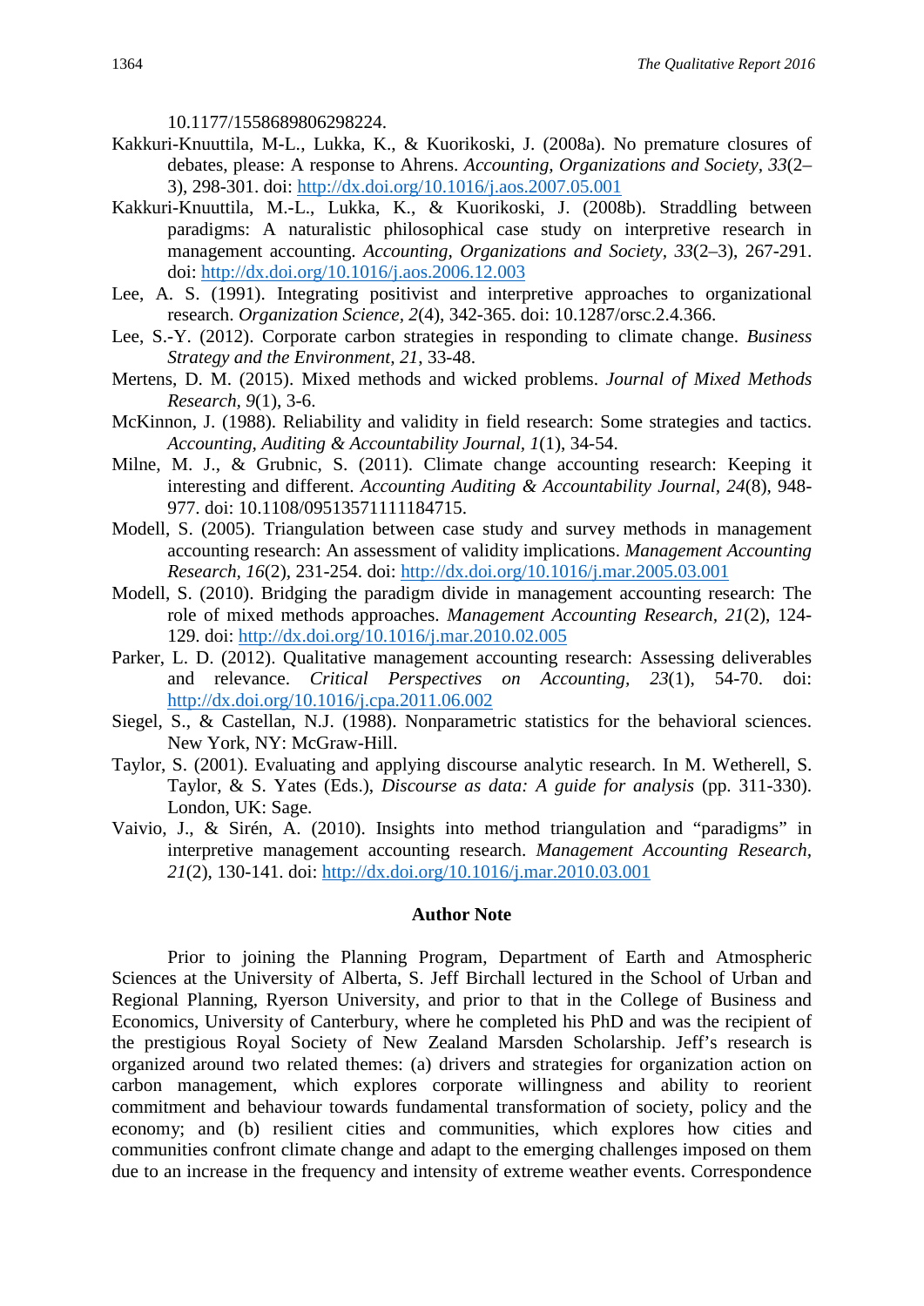10.1177/1558689806298224.

Kakkuri-Knuuttila, M-L., Lukka, K., & Kuorikoski, J. (2008a). No premature closures of debates, please: A response to Ahrens. *Accounting, Organizations and Society, 33*(2–3), 298-301. doi: http://dx.doi.org/10.1016/j.aos.2007.05.001

Kakkuri-Knuuttila, M.-L., Lukka, K., & Kuorikoski, J. (2008b). Straddling between paradigms: A naturalistic philosophical case study on interpretive research in management accounting. *Accounting, Organizations and Society, 33*(2–3), 267-291. doi: http://dx.doi.org/10.1016/j.aos.2006.12.003

Lee, A. S. (1991). Integrating positivist and interpretive approaches to organizational research. *Organization Science, 2*(4), 342-365. doi: 10.1287/orsc.2.4.366.

Lee, S.-Y. (2012). Corporate carbon strategies in responding to climate change. *Business Strategy and the Environment, 21*, 33-48.

Mertens, D. M. (2015). Mixed methods and wicked problems. *Journal of Mixed Methods Research, 9*(1), 3-6.

McKinnon, J. (1988). Reliability and validity in field research: Some strategies and tactics. *Accounting, Auditing & Accountability Journal, 1*(1), 34-54.

Milne, M. J., & Grubnic, S. (2011). Climate change accounting research: Keeping it interesting and different. *Accounting Auditing & Accountability Journal, 24*(8), 948-977. doi: 10.1108/09513571111184715.

Modell, S. (2005). Triangulation between case study and survey methods in management accounting research: An assessment of validity implications. *Management Accounting Research, 16*(2), 231-254. doi: http://dx.doi.org/10.1016/j.mar.2005.03.001

Modell, S. (2010). Bridging the paradigm divide in management accounting research: The role of mixed methods approaches. *Management Accounting Research, 21*(2), 124-129. doi: http://dx.doi.org/10.1016/j.mar.2010.02.005

Parker, L. D. (2012). Qualitative management accounting research: Assessing deliverables and relevance. *Critical Perspectives on Accounting, 23*(1), 54-70. doi: http://dx.doi.org/10.1016/j.cpa.2011.06.002

Siegel, S., & Castellan, N.J. (1988). Nonparametric statistics for the behavioral sciences. New York, NY: McGraw-Hill.

Taylor, S. (2001). Evaluating and applying discourse analytic research. In M. Wetherell, S. Taylor, & S. Yates (Eds.), *Discourse as data: A guide for analysis* (pp. 311-330). London, UK: Sage.

Vaivio, J., & Sirén, A. (2010). Insights into method triangulation and "paradigms" in interpretive management accounting research. *Management Accounting Research, 21*(2), 130-141. doi: http://dx.doi.org/10.1016/j.mar.2010.03.001

## Author Note

Prior to joining the Planning Program, Department of Earth and Atmospheric Sciences at the University of Alberta, S. Jeff Birchall lectured in the School of Urban and Regional Planning, Ryerson University, and prior to that in the College of Business and Economics, University of Canterbury, where he completed his PhD and was the recipient of the prestigious Royal Society of New Zealand Marsden Scholarship. Jeff's research is organized around two related themes: (a) drivers and strategies for organization action on carbon management, which explores corporate willingness and ability to reorient commitment and behaviour towards fundamental transformation of society, policy and the economy; and (b) resilient cities and communities, which explores how cities and communities confront climate change and adapt to the emerging challenges imposed on them due to an increase in the frequency and intensity of extreme weather events. Correspondence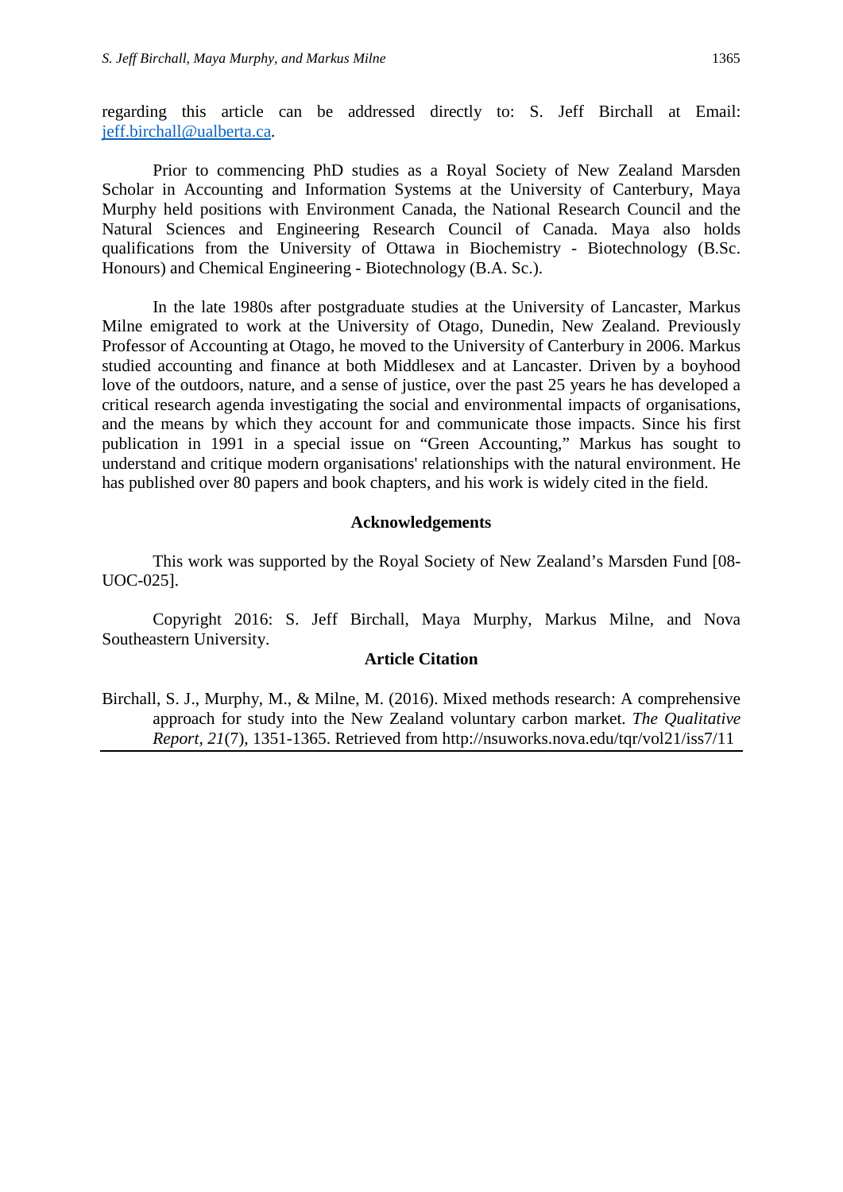regarding this article can be addressed directly to: S. Jeff Birchall at Email: jeff.birchall@ualberta.ca.

Prior to commencing PhD studies as a Royal Society of New Zealand Marsden Scholar in Accounting and Information Systems at the University of Canterbury, Maya Murphy held positions with Environment Canada, the National Research Council and the Natural Sciences and Engineering Research Council of Canada. Maya also holds qualifications from the University of Ottawa in Biochemistry - Biotechnology (B.Sc. Honours) and Chemical Engineering - Biotechnology (B.A. Sc.).

In the late 1980s after postgraduate studies at the University of Lancaster, Markus Milne emigrated to work at the University of Otago, Dunedin, New Zealand. Previously Professor of Accounting at Otago, he moved to the University of Canterbury in 2006. Markus studied accounting and finance at both Middlesex and at Lancaster. Driven by a boyhood love of the outdoors, nature, and a sense of justice, over the past 25 years he has developed a critical research agenda investigating the social and environmental impacts of organisations, and the means by which they account for and communicate those impacts. Since his first publication in 1991 in a special issue on "Green Accounting," Markus has sought to understand and critique modern organisations' relationships with the natural environment. He has published over 80 papers and book chapters, and his work is widely cited in the field.

### Acknowledgements

This work was supported by the Royal Society of New Zealand's Marsden Fund [08-UOC-025].

Copyright 2016: S. Jeff Birchall, Maya Murphy, Markus Milne, and Nova Southeastern University.

### Article Citation

Birchall, S. J., Murphy, M., & Milne, M. (2016). Mixed methods research: A comprehensive approach for study into the New Zealand voluntary carbon market. *The Qualitative Report, 21*(7), 1351-1365. Retrieved from http://nsuworks.nova.edu/tqr/vol21/iss7/11